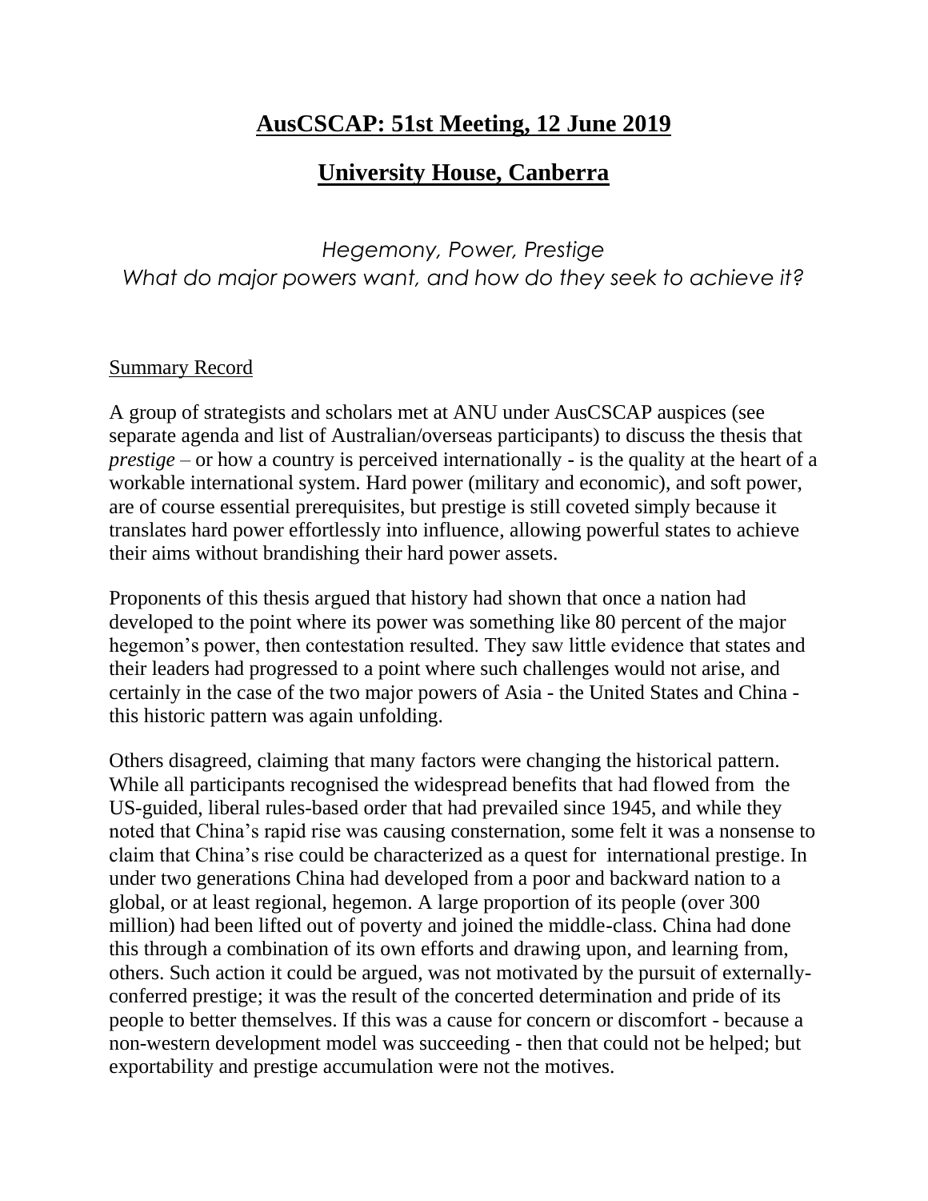# AusCSCAP: 51st Meeting, 12 June 2019

## University House, Canberra

*Hegemony, Power, Prestige*
*What do major powers want, and how do they seek to achieve it?*

Summary Record

A group of strategists and scholars met at ANU under AusCSCAP auspices (see separate agenda and list of Australian/overseas participants) to discuss the thesis that *prestige* – or how a country is perceived internationally - is the quality at the heart of a workable international system. Hard power (military and economic), and soft power, are of course essential prerequisites, but prestige is still coveted simply because it translates hard power effortlessly into influence, allowing powerful states to achieve their aims without brandishing their hard power assets.

Proponents of this thesis argued that history had shown that once a nation had developed to the point where its power was something like 80 percent of the major hegemon's power, then contestation resulted. They saw little evidence that states and their leaders had progressed to a point where such challenges would not arise, and certainly in the case of the two major powers of Asia - the United States and China - this historic pattern was again unfolding.

Others disagreed, claiming that many factors were changing the historical pattern. While all participants recognised the widespread benefits that had flowed from the US-guided, liberal rules-based order that had prevailed since 1945, and while they noted that China's rapid rise was causing consternation, some felt it was a nonsense to claim that China's rise could be characterized as a quest for international prestige. In under two generations China had developed from a poor and backward nation to a global, or at least regional, hegemon. A large proportion of its people (over 300 million) had been lifted out of poverty and joined the middle-class. China had done this through a combination of its own efforts and drawing upon, and learning from, others. Such action it could be argued, was not motivated by the pursuit of externally-conferred prestige; it was the result of the concerted determination and pride of its people to better themselves. If this was a cause for concern or discomfort - because a non-western development model was succeeding - then that could not be helped; but exportability and prestige accumulation were not the motives.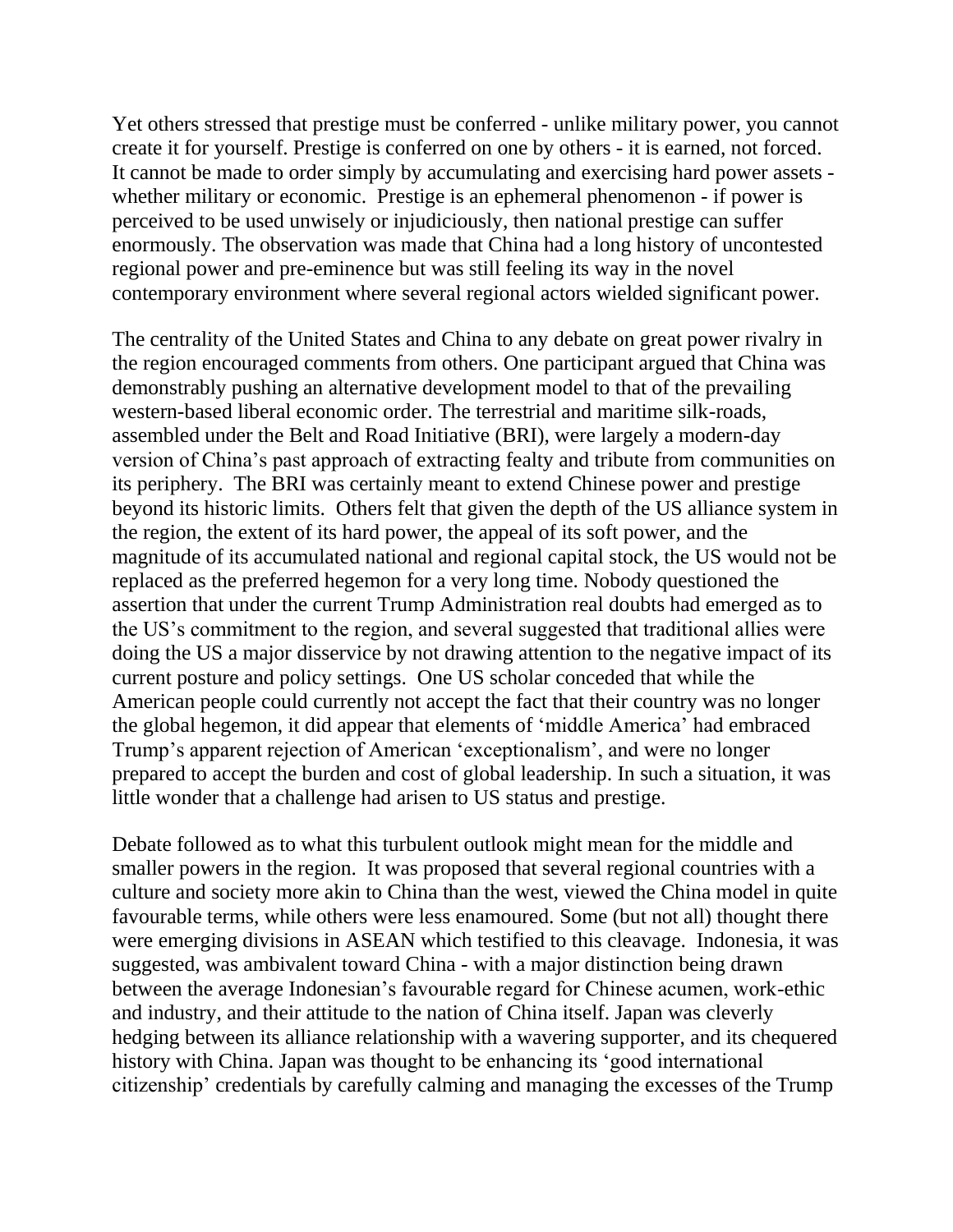Yet others stressed that prestige must be conferred - unlike military power, you cannot create it for yourself. Prestige is conferred on one by others - it is earned, not forced. It cannot be made to order simply by accumulating and exercising hard power assets - whether military or economic. Prestige is an ephemeral phenomenon - if power is perceived to be used unwisely or injudiciously, then national prestige can suffer enormously. The observation was made that China had a long history of uncontested regional power and pre-eminence but was still feeling its way in the novel contemporary environment where several regional actors wielded significant power.

The centrality of the United States and China to any debate on great power rivalry in the region encouraged comments from others. One participant argued that China was demonstrably pushing an alternative development model to that of the prevailing western-based liberal economic order. The terrestrial and maritime silk-roads, assembled under the Belt and Road Initiative (BRI), were largely a modern-day version of China's past approach of extracting fealty and tribute from communities on its periphery. The BRI was certainly meant to extend Chinese power and prestige beyond its historic limits. Others felt that given the depth of the US alliance system in the region, the extent of its hard power, the appeal of its soft power, and the magnitude of its accumulated national and regional capital stock, the US would not be replaced as the preferred hegemon for a very long time. Nobody questioned the assertion that under the current Trump Administration real doubts had emerged as to the US's commitment to the region, and several suggested that traditional allies were doing the US a major disservice by not drawing attention to the negative impact of its current posture and policy settings. One US scholar conceded that while the American people could currently not accept the fact that their country was no longer the global hegemon, it did appear that elements of 'middle America' had embraced Trump's apparent rejection of American 'exceptionalism', and were no longer prepared to accept the burden and cost of global leadership. In such a situation, it was little wonder that a challenge had arisen to US status and prestige.

Debate followed as to what this turbulent outlook might mean for the middle and smaller powers in the region. It was proposed that several regional countries with a culture and society more akin to China than the west, viewed the China model in quite favourable terms, while others were less enamoured. Some (but not all) thought there were emerging divisions in ASEAN which testified to this cleavage. Indonesia, it was suggested, was ambivalent toward China - with a major distinction being drawn between the average Indonesian's favourable regard for Chinese acumen, work-ethic and industry, and their attitude to the nation of China itself. Japan was cleverly hedging between its alliance relationship with a wavering supporter, and its chequered history with China. Japan was thought to be enhancing its 'good international citizenship' credentials by carefully calming and managing the excesses of the Trump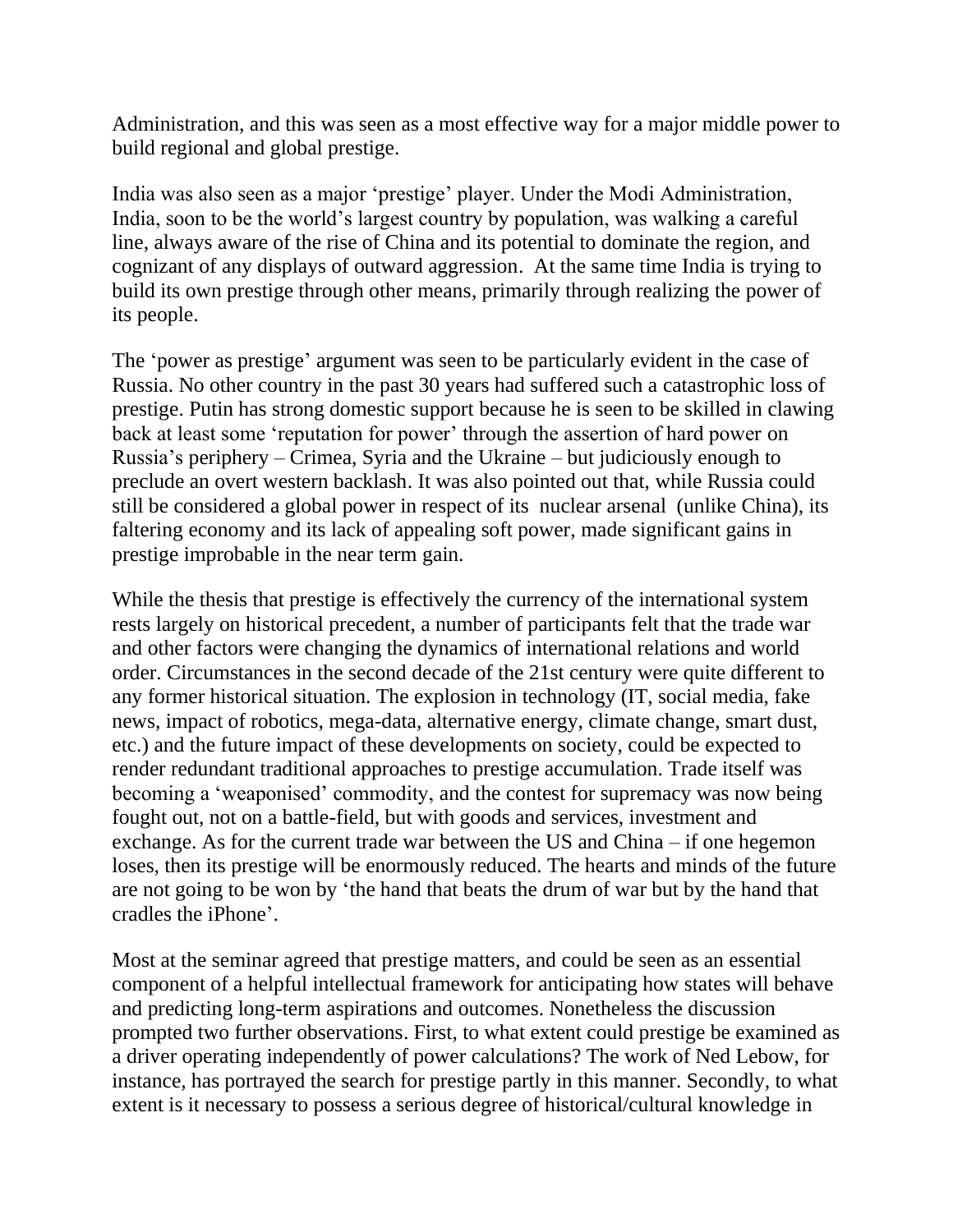Administration, and this was seen as a most effective way for a major middle power to build regional and global prestige.

India was also seen as a major 'prestige' player. Under the Modi Administration, India, soon to be the world's largest country by population, was walking a careful line, always aware of the rise of China and its potential to dominate the region, and cognizant of any displays of outward aggression. At the same time India is trying to build its own prestige through other means, primarily through realizing the power of its people.

The 'power as prestige' argument was seen to be particularly evident in the case of Russia. No other country in the past 30 years had suffered such a catastrophic loss of prestige. Putin has strong domestic support because he is seen to be skilled in clawing back at least some 'reputation for power' through the assertion of hard power on Russia's periphery – Crimea, Syria and the Ukraine – but judiciously enough to preclude an overt western backlash. It was also pointed out that, while Russia could still be considered a global power in respect of its nuclear arsenal (unlike China), its faltering economy and its lack of appealing soft power, made significant gains in prestige improbable in the near term gain.

While the thesis that prestige is effectively the currency of the international system rests largely on historical precedent, a number of participants felt that the trade war and other factors were changing the dynamics of international relations and world order. Circumstances in the second decade of the 21st century were quite different to any former historical situation. The explosion in technology (IT, social media, fake news, impact of robotics, mega-data, alternative energy, climate change, smart dust, etc.) and the future impact of these developments on society, could be expected to render redundant traditional approaches to prestige accumulation. Trade itself was becoming a 'weaponised' commodity, and the contest for supremacy was now being fought out, not on a battle-field, but with goods and services, investment and exchange. As for the current trade war between the US and China – if one hegemon loses, then its prestige will be enormously reduced. The hearts and minds of the future are not going to be won by 'the hand that beats the drum of war but by the hand that cradles the iPhone'.

Most at the seminar agreed that prestige matters, and could be seen as an essential component of a helpful intellectual framework for anticipating how states will behave and predicting long-term aspirations and outcomes. Nonetheless the discussion prompted two further observations. First, to what extent could prestige be examined as a driver operating independently of power calculations? The work of Ned Lebow, for instance, has portrayed the search for prestige partly in this manner. Secondly, to what extent is it necessary to possess a serious degree of historical/cultural knowledge in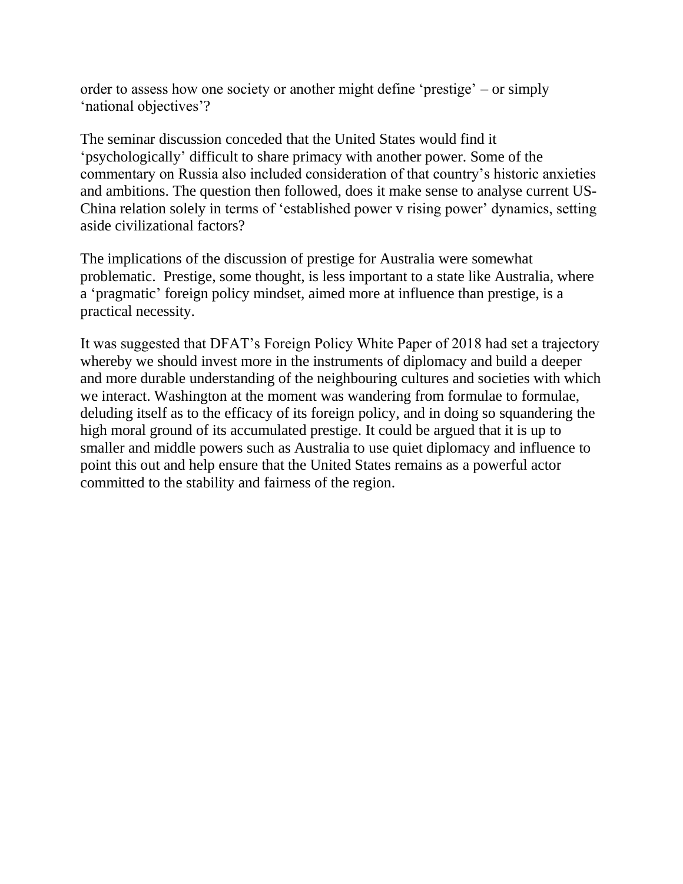order to assess how one society or another might define ‘prestige’ – or simply ‘national objectives’?

The seminar discussion conceded that the United States would find it ‘psychologically’ difficult to share primacy with another power. Some of the commentary on Russia also included consideration of that country’s historic anxieties and ambitions. The question then followed, does it make sense to analyse current US-China relation solely in terms of ‘established power v rising power’ dynamics, setting aside civilizational factors?

The implications of the discussion of prestige for Australia were somewhat problematic. Prestige, some thought, is less important to a state like Australia, where a ‘pragmatic’ foreign policy mindset, aimed more at influence than prestige, is a practical necessity.

It was suggested that DFAT’s Foreign Policy White Paper of 2018 had set a trajectory whereby we should invest more in the instruments of diplomacy and build a deeper and more durable understanding of the neighbouring cultures and societies with which we interact. Washington at the moment was wandering from formulae to formulae, deluding itself as to the efficacy of its foreign policy, and in doing so squandering the high moral ground of its accumulated prestige. It could be argued that it is up to smaller and middle powers such as Australia to use quiet diplomacy and influence to point this out and help ensure that the United States remains as a powerful actor committed to the stability and fairness of the region.